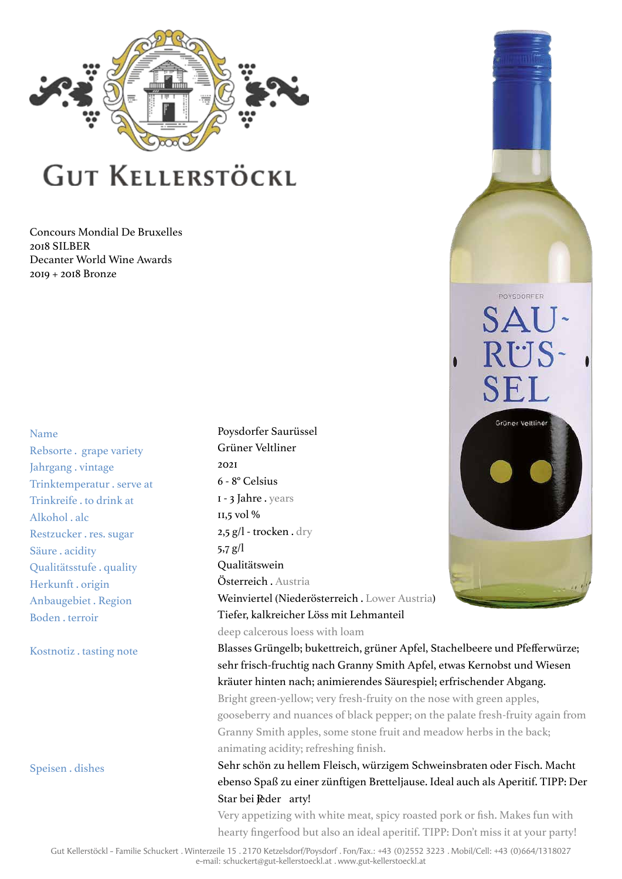# GUT KELLERSTÖCKL

Concours Mondial De Bruxelles
2018 SILBER
Decanter World Wine Awards
2019 + 2018 Bronze

| | |
|---|---|
| Name | Poysdorfer Saurüssel |
| Rebsorte . grape variety | Grüner Veltliner |
| Jahrgang . vintage | 2021 |
| Trinktemperatur . serve at | 6 - 8° Celsius |
| Trinkreife . to drink at | 1 - 3 Jahre . years |
| Alkohol . alc | 11,5 vol % |
| Restzucker . res. sugar | 2,5 g/l - trocken . dry |
| Säure . acidity | 5,7 g/l |
| Qualitätsstufe . quality | Qualitätswein |
| Herkunft . origin | Österreich . Austria |
| Anbaugebiet . Region | Weinviertel (Niederösterreich . Lower Austria) |
| Boden . terroir | Tiefer, kalkreicher Löss mit Lehmanteil<br>deep calcerous loess with loam |

**Kostnotiz . tasting note**

Blasses Grüngelb; bukettreich, grüner Apfel, Stachelbeere und Pfefferwürze; sehr frisch-fruchtig nach Granny Smith Apfel, etwas Kernobst und Wiesen kräuter hinten nach; animierendes Säurespiel; erfrischender Abgang.

Bright green-yellow; very fresh-fruity on the nose with green apples, gooseberry and nuances of black pepper; on the palate fresh-fruity again from Granny Smith apples, some stone fruit and meadow herbs in the back; animating acidity; refreshing finish.

**Speisen . dishes**

Sehr schön zu hellem Fleisch, würzigem Schweinsbraten oder Fisch. Macht ebenso Spaß zu einer zünftigen Bretteljause. Ideal auch als Aperitif. TIPP: Der Star bei Jeder Party!

Very appetizing with white meat, spicy roasted pork or fish. Makes fun with hearty fingerfood but also an ideal aperitif. TIPP: Don't miss it at your party!

Gut Kellerstöckl - Familie Schuckert . Winterzeile 15 . 2170 Ketzelsdorf/Poysdorf . Fon/Fax.: +43 (0)2552 3223 . Mobil/Cell: +43 (0)664/1318027
e-mail: schuckert@gut-kellerstoeckl.at . www.gut-kellerstoeckl.at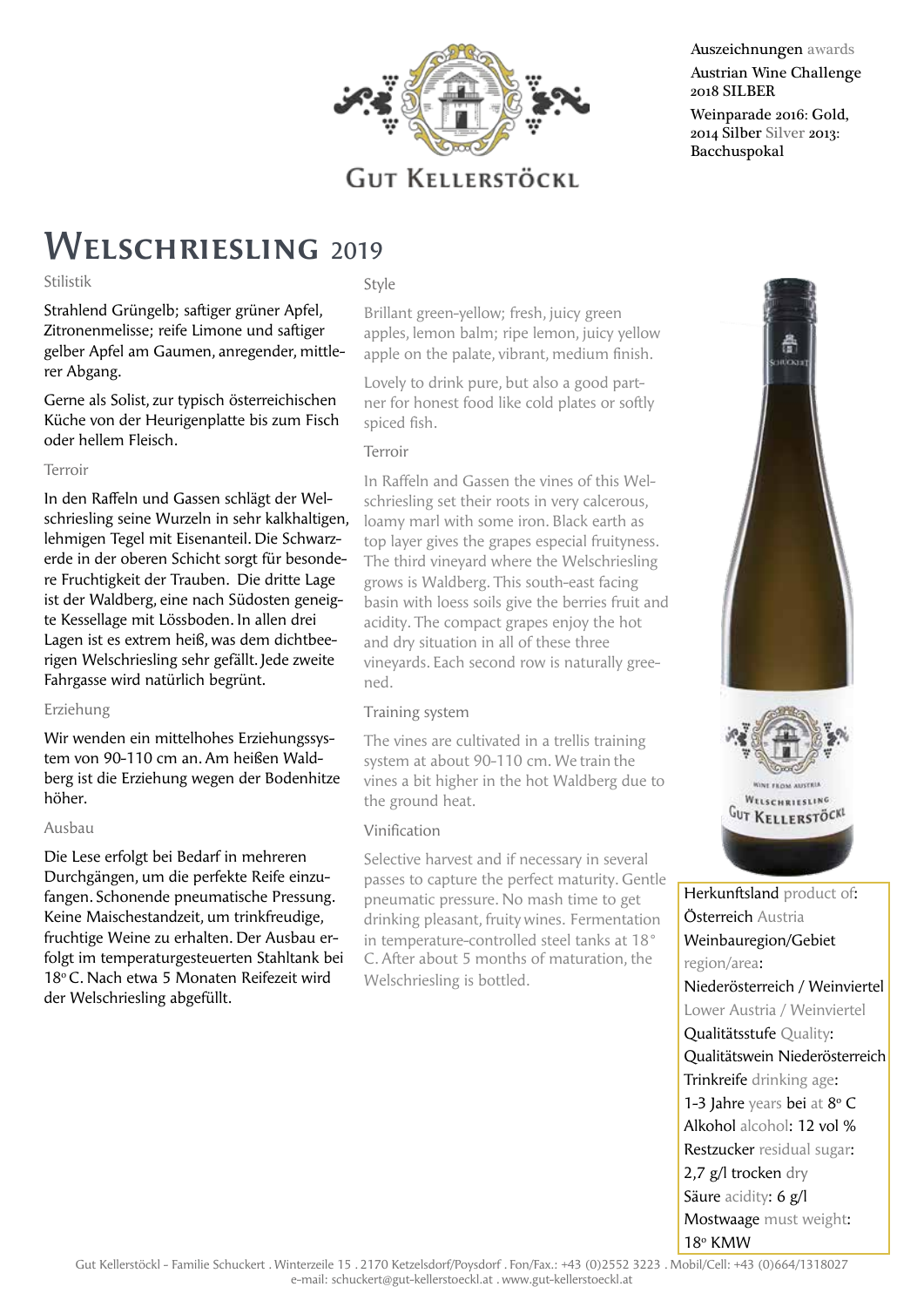GUT KELLERSTÖCKL

Auszeichnungen awards

Austrian Wine Challenge 2018 SILBER

Weinparade 2016: Gold, 2014 Silber Silver 2013: Bacchuspokal

# WELSCHRIESLING 2019

Stilistik

Strahlend Grüngelb; saftiger grüner Apfel, Zitronenmelisse; reife Limone und saftiger gelber Apfel am Gaumen, anregender, mittlerer Abgang.

Gerne als Solist, zur typisch österreichischen Küche von der Heurigenplatte bis zum Fisch oder hellem Fleisch.

Terroir

In den Raffeln und Gassen schlägt der Welschriesling seine Wurzeln in sehr kalkhaltigen, lehmigen Tegel mit Eisenanteil. Die Schwarzerde in der oberen Schicht sorgt für besondere Fruchtigkeit der Trauben. Die dritte Lage ist der Waldberg, eine nach Südosten geneigte Kessellage mit Lössboden. In allen drei Lagen ist es extrem heiß, was dem dichtbeerigen Welschriesling sehr gefällt. Jede zweite Fahrgasse wird natürlich begrünt.

Erziehung

Wir wenden ein mittelhohes Erziehungssystem von 90-110 cm an. Am heißen Waldberg ist die Erziehung wegen der Bodenhitze höher.

Ausbau

Die Lese erfolgt bei Bedarf in mehreren Durchgängen, um die perfekte Reife einzufangen. Schonende pneumatische Pressung. Keine Maischestandzeit, um trinkfreudige, fruchtige Weine zu erhalten. Der Ausbau erfolgt im temperaturgesteuerten Stahltank bei 18° C. Nach etwa 5 Monaten Reifezeit wird der Welschriesling abgefüllt.

Style

Brillant green-yellow; fresh, juicy green apples, lemon balm; ripe lemon, juicy yellow apple on the palate, vibrant, medium finish.

Lovely to drink pure, but also a good partner for honest food like cold plates or softly spiced fish.

Terroir

In Raffeln and Gassen the vines of this Welschriesling set their roots in very calcerous, loamy marl with some iron. Black earth as top layer gives the grapes especial fruityness. The third vineyard where the Welschriesling grows is Waldberg. This south-east facing basin with loess soils give the berries fruit and acidity. The compact grapes enjoy the hot and dry situation in all of these three vineyards. Each second row is naturally greened.

Training system

The vines are cultivated in a trellis training system at about 90-110 cm. We train the vines a bit higher in the hot Waldberg due to the ground heat.

Vinification

Selective harvest and if necessary in several passes to capture the perfect maturity. Gentle pneumatic pressure. No mash time to get drinking pleasant, fruity wines. Fermentation in temperature-controlled steel tanks at 18° C. After about 5 months of maturation, the Welschriesling is bottled.

Herkunftsland product of: Österreich Austria

Weinbauregion/Gebiet region/area: Niederösterreich / Weinviertel Lower Austria / Weinviertel

Qualitätsstufe Quality: Qualitätswein Niederösterreich

Trinkreife drinking age: 1-3 Jahre years bei at 8° C

Alkohol alcohol: 12 vol %

Restzucker residual sugar: 2,7 g/l trocken dry

Säure acidity: 6 g/l

Mostwaage must weight: 18° KMW

Gut Kellerstöckl - Familie Schuckert . Winterzeile 15 . 2170 Ketzelsdorf/Poysdorf . Fon/Fax.: +43 (0)2552 3223 . Mobil/Cell: +43 (0)664/1318027
e-mail: schuckert@gut-kellerstoeckl.at . www.gut-kellerstoeckl.at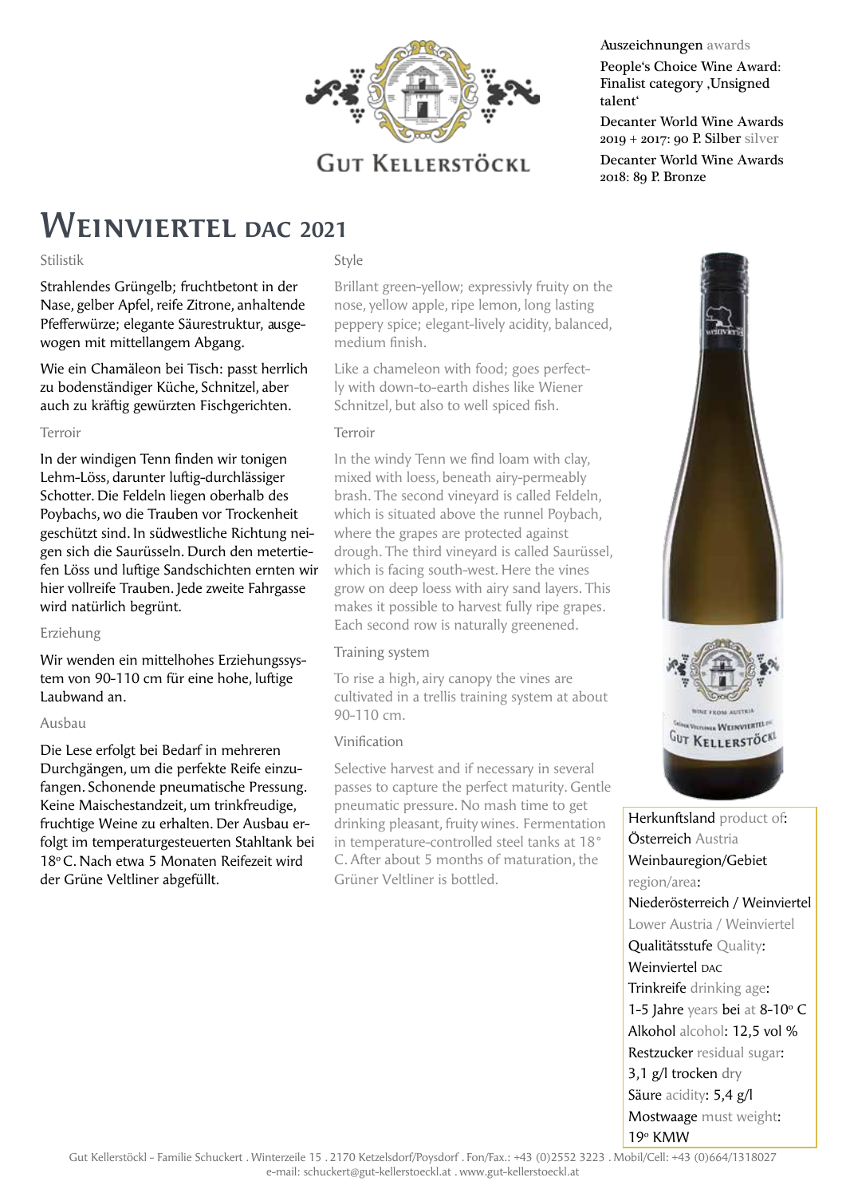GUT KELLERSTÖCKL

**Auszeichnungen** awards

People's Choice Wine Award: Finalist category 'Unsigned talent'

Decanter World Wine Awards 2019 + 2017: 90 P. Silber silver

Decanter World Wine Awards 2018: 89 P. Bronze

# Weinviertel DAC 2021

### Stilistik

Strahlendes Grüngelb; fruchtbetont in der Nase, gelber Apfel, reife Zitrone, anhaltende Pfefferwürze; elegante Säurestruktur, ausgewogen mit mittellangem Abgang.

Wie ein Chamäleon bei Tisch: passt herrlich zu bodenständiger Küche, Schnitzel, aber auch zu kräftig gewürzten Fischgerichten.

### Terroir

In der windigen Tenn finden wir tonigen Lehm-Löss, darunter luftig-durchlässiger Schotter. Die Feldeln liegen oberhalb des Poybachs, wo die Trauben vor Trockenheit geschützt sind. In südwestliche Richtung neigen sich die Saurüsseln. Durch den metertiefen Löss und luftige Sandschichten ernten wir hier vollreife Trauben. Jede zweite Fahrgasse wird natürlich begrünt.

### Erziehung

Wir wenden ein mittelhohes Erziehungssystem von 90-110 cm für eine hohe, luftige Laubwand an.

### Ausbau

Die Lese erfolgt bei Bedarf in mehreren Durchgängen, um die perfekte Reife einzufangen. Schonende pneumatische Pressung. Keine Maischestandzeit, um trinkfreudige, fruchtige Weine zu erhalten. Der Ausbau erfolgt im temperaturgesteuerten Stahltank bei 18° C. Nach etwa 5 Monaten Reifezeit wird der Grüne Veltliner abgefüllt.

### Style

Brillant green-yellow; expressivly fruity on the nose, yellow apple, ripe lemon, long lasting peppery spice; elegant-lively acidity, balanced, medium finish.

Like a chameleon with food; goes perfectly with down-to-earth dishes like Wiener Schnitzel, but also to well spiced fish.

### Terroir

In the windy Tenn we find loam with clay, mixed with loess, beneath airy-permeably brash. The second vineyard is called Feldeln, which is situated above the runnel Poybach, where the grapes are protected against drough. The third vineyard is called Saurüssel, which is facing south-west. Here the vines grow on deep loess with airy sand layers. This makes it possible to harvest fully ripe grapes. Each second row is naturally greenened.

### Training system

To rise a high, airy canopy the vines are cultivated in a trellis training system at about 90-110 cm.

### Vinification

Selective harvest and if necessary in several passes to capture the perfect maturity. Gentle pneumatic pressure. No mash time to get drinking pleasant, fruity wines. Fermentation in temperature-controlled steel tanks at 18° C. After about 5 months of maturation, the Grüner Veltliner is bottled.

---

Herkunftsland product of: Österreich Austria

Weinbauregion/Gebiet region/area: Niederösterreich / Weinviertel Lower Austria / Weinviertel

Qualitätsstufe Quality: Weinviertel DAC

Trinkreife drinking age: 1-5 Jahre years bei at 8-10° C

Alkohol alcohol: 12,5 vol %

Restzucker residual sugar: 3,1 g/l trocken dry

Säure acidity: 5,4 g/l

Mostwaage must weight: 19° KMW

Gut Kellerstöckl - Familie Schuckert . Winterzeile 15 . 2170 Ketzelsdorf/Poysdorf . Fon/Fax.: +43 (0)2552 3223 . Mobil/Cell: +43 (0)664/1318027
e-mail: schuckert@gut-kellerstoeckl.at . www.gut-kellerstoeckl.at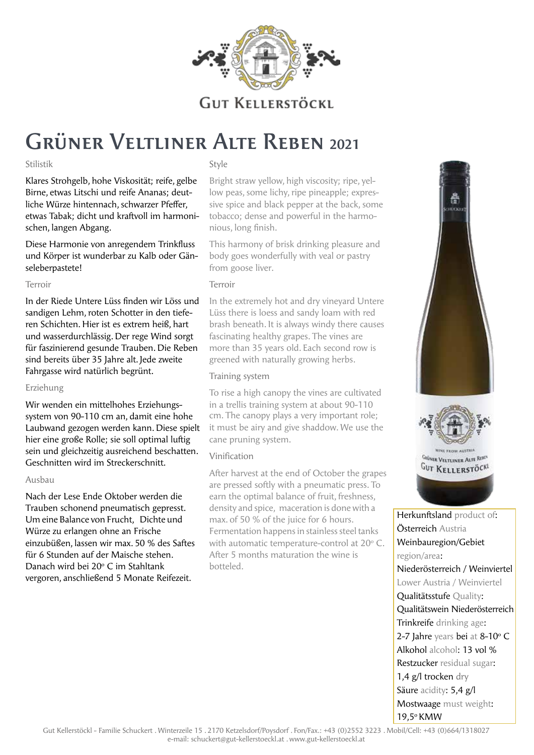GUT KELLERSTÖCKL

# Grüner Veltliner Alte Reben 2021

### Stilistik

Klares Strohgelb, hohe Viskosität; reife, gelbe Birne, etwas Litschi und reife Ananas; deutliche Würze hintennach, schwarzer Pfeffer, etwas Tabak; dicht und kraftvoll im harmonischen, langen Abgang.

Diese Harmonie von anregendem Trinkfluss und Körper ist wunderbar zu Kalb oder Gänseleberpastete!

### Terroir

In der Riede Untere Lüss finden wir Löss und sandigen Lehm, roten Schotter in den tieferen Schichten. Hier ist es extrem heiß, hart und wasserdurchlässig. Der rege Wind sorgt für faszinierend gesunde Trauben. Die Reben sind bereits über 35 Jahre alt. Jede zweite Fahrgasse wird natürlich begrünt.

### Erziehung

Wir wenden ein mittelhohes Erziehungssystem von 90-110 cm an, damit eine hohe Laubwand gezogen werden kann. Diese spielt hier eine große Rolle; sie soll optimal luftig sein und gleichzeitig ausreichend beschatten. Geschnitten wird im Streckerschnitt.

### Ausbau

Nach der Lese Ende Oktober werden die Trauben schonend pneumatisch gepresst. Um eine Balance von Frucht, Dichte und Würze zu erlangen ohne an Frische einzubüßen, lassen wir max. 50 % des Saftes für 6 Stunden auf der Maische stehen. Danach wird bei 20° C im Stahltank vergoren, anschließend 5 Monate Reifezeit.

### Style

Bright straw yellow, high viscosity; ripe, yellow peas, some lichy, ripe pineapple; expressive spice and black pepper at the back, some tobacco; dense and powerful in the harmonious, long finish.

This harmony of brisk drinking pleasure and body goes wonderfully with veal or pastry from goose liver.

### Terroir

In the extremely hot and dry vineyard Untere Lüss there is loess and sandy loam with red brash beneath. It is always windy there causes fascinating healthy grapes. The vines are more than 35 years old. Each second row is greened with naturally growing herbs.

### Training system

To rise a high canopy the vines are cultivated in a trellis training system at about 90-110 cm. The canopy plays a very important role; it must be airy and give shadow. We use the cane pruning system.

### Vinification

After harvest at the end of October the grapes are pressed softly with a pneumatic press. To earn the optimal balance of fruit, freshness, density and spice, maceration is done with a max. of 50 % of the juice for 6 hours. Fermentation happens in stainless steel tanks with automatic temperature-control at 20° C. After 5 months maturation the wine is botteled.

Herkunftsland product of:
Österreich Austria

Weinbauregion/Gebiet region/area:
Niederösterreich / Weinviertel
Lower Austria / Weinviertel

Qualitätsstufe Quality:
Qualitätswein Niederösterreich

Trinkreife drinking age:
2-7 Jahre years bei at 8-10° C

Alkohol alcohol: 13 vol %

Restzucker residual sugar:
1,4 g/l trocken dry

Säure acidity: 5,4 g/l

Mostwaage must weight:
19,5° KMW

Gut Kellerstöckl - Familie Schuckert . Winterzeile 15 . 2170 Ketzelsdorf/Poysdorf . Fon/Fax.: +43 (0)2552 3223 . Mobil/Cell: +43 (0)664/1318027
e-mail: schuckert@gut-kellerstoeckl.at . www.gut-kellerstoeckl.at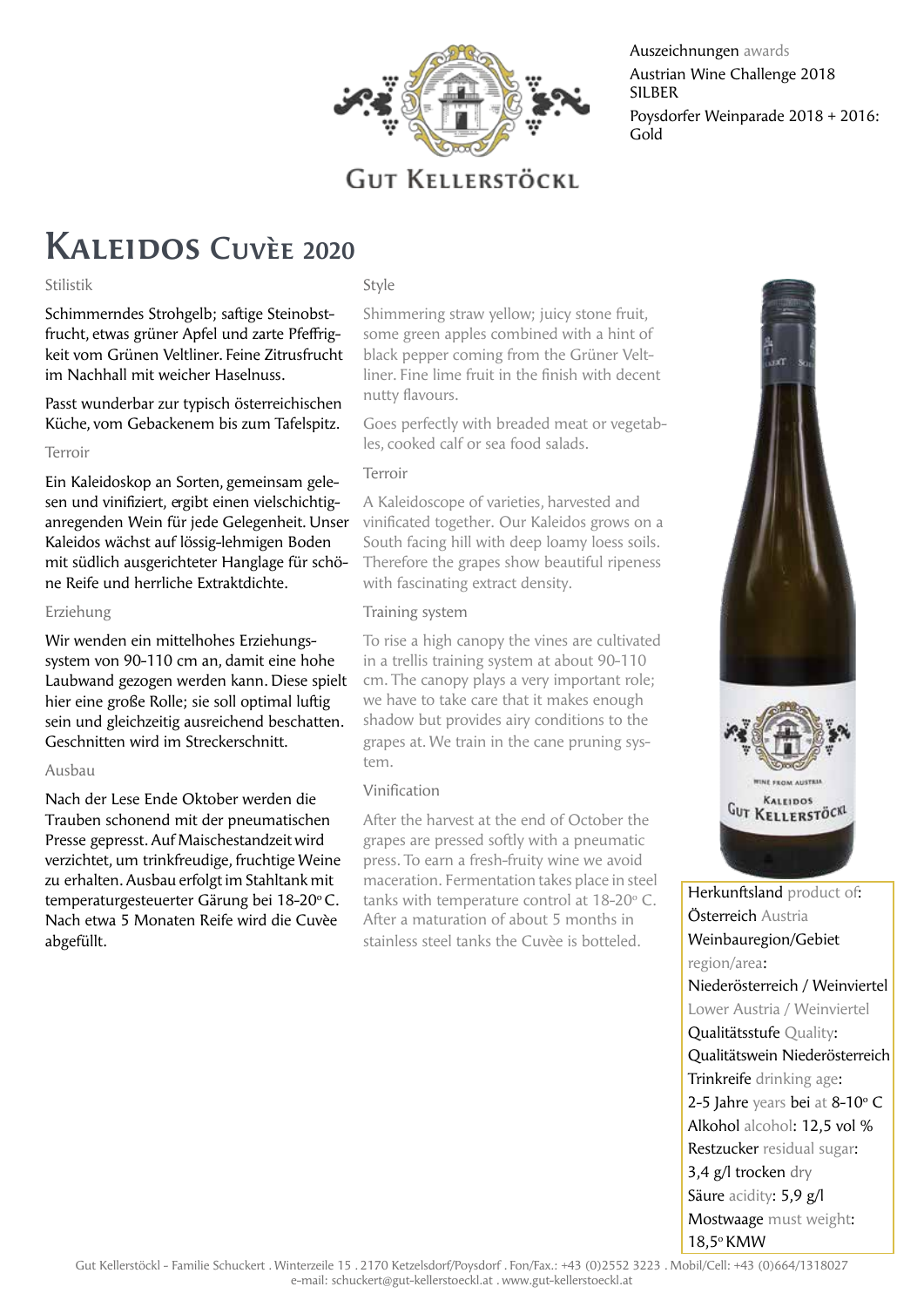# Gut Kellerstöckl

Auszeichnungen awards

Austrian Wine Challenge 2018 SILBER

Poysdorfer Weinparade 2018 + 2016: Gold

## Kaleidos Cuvèe 2020

### Stilistik

Schimmerndes Strohgelb; saftige Steinobstfrucht, etwas grüner Apfel und zarte Pfeffrigkeit vom Grünen Veltliner. Feine Zitrusfrucht im Nachhall mit weicher Haselnuss.

Passt wunderbar zur typisch österreichischen Küche, vom Gebackenem bis zum Tafelspitz.

### Terroir

Ein Kaleidoskop an Sorten, gemeinsam gelesen und vinifiziert, ergibt einen vielschichtiganregenden Wein für jede Gelegenheit. Unser Kaleidos wächst auf lössig-lehmigen Boden mit südlich ausgerichteter Hanglage für schöne Reife und herrliche Extraktdichte.

### Erziehung

Wir wenden ein mittelhohes Erziehungssystem von 90-110 cm an, damit eine hohe Laubwand gezogen werden kann. Diese spielt hier eine große Rolle; sie soll optimal luftig sein und gleichzeitig ausreichend beschatten. Geschnitten wird im Streckerschnitt.

### Ausbau

Nach der Lese Ende Oktober werden die Trauben schonend mit der pneumatischen Presse gepresst. Auf Maischestandzeit wird verzichtet, um trinkfreudige, fruchtige Weine zu erhalten. Ausbau erfolgt im Stahltank mit temperaturgesteuerter Gärung bei 18-20º C. Nach etwa 5 Monaten Reife wird die Cuvèe abgefüllt.

### Style

Shimmering straw yellow; juicy stone fruit, some green apples combined with a hint of black pepper coming from the Grüner Veltliner. Fine lime fruit in the finish with decent nutty flavours.

Goes perfectly with breaded meat or vegetables, cooked calf or sea food salads.

### Terroir

A Kaleidoscope of varieties, harvested and vinificated together. Our Kaleidos grows on a South facing hill with deep loamy loess soils. Therefore the grapes show beautiful ripeness with fascinating extract density.

### Training system

To rise a high canopy the vines are cultivated in a trellis training system at about 90-110 cm. The canopy plays a very important role; we have to take care that it makes enough shadow but provides airy conditions to the grapes at. We train in the cane pruning system.

### Vinification

After the harvest at the end of October the grapes are pressed softly with a pneumatic press. To earn a fresh-fruity wine we avoid maceration. Fermentation takes place in steel tanks with temperature control at 18-20º C. After a maturation of about 5 months in stainless steel tanks the Cuvèe is botteled.

Herkunftsland product of: Österreich Austria

Weinbauregion/Gebiet region/area: Niederösterreich / Weinviertel Lower Austria / Weinviertel

Qualitätsstufe Quality: Qualitätswein Niederösterreich

Trinkreife drinking age: 2-5 Jahre years bei at 8-10º C

Alkohol alcohol: 12,5 vol %

Restzucker residual sugar: 3,4 g/l trocken dry

Säure acidity: 5,9 g/l

Mostwaage must weight: 18,5º KMW

Gut Kellerstöckl - Familie Schuckert . Winterzeile 15 . 2170 Ketzelsdorf/Poysdorf . Fon/Fax.: +43 (0)2552 3223 . Mobil/Cell: +43 (0)664/1318027
e-mail: schuckert@gut-kellerstoeckl.at . www.gut-kellerstoeckl.at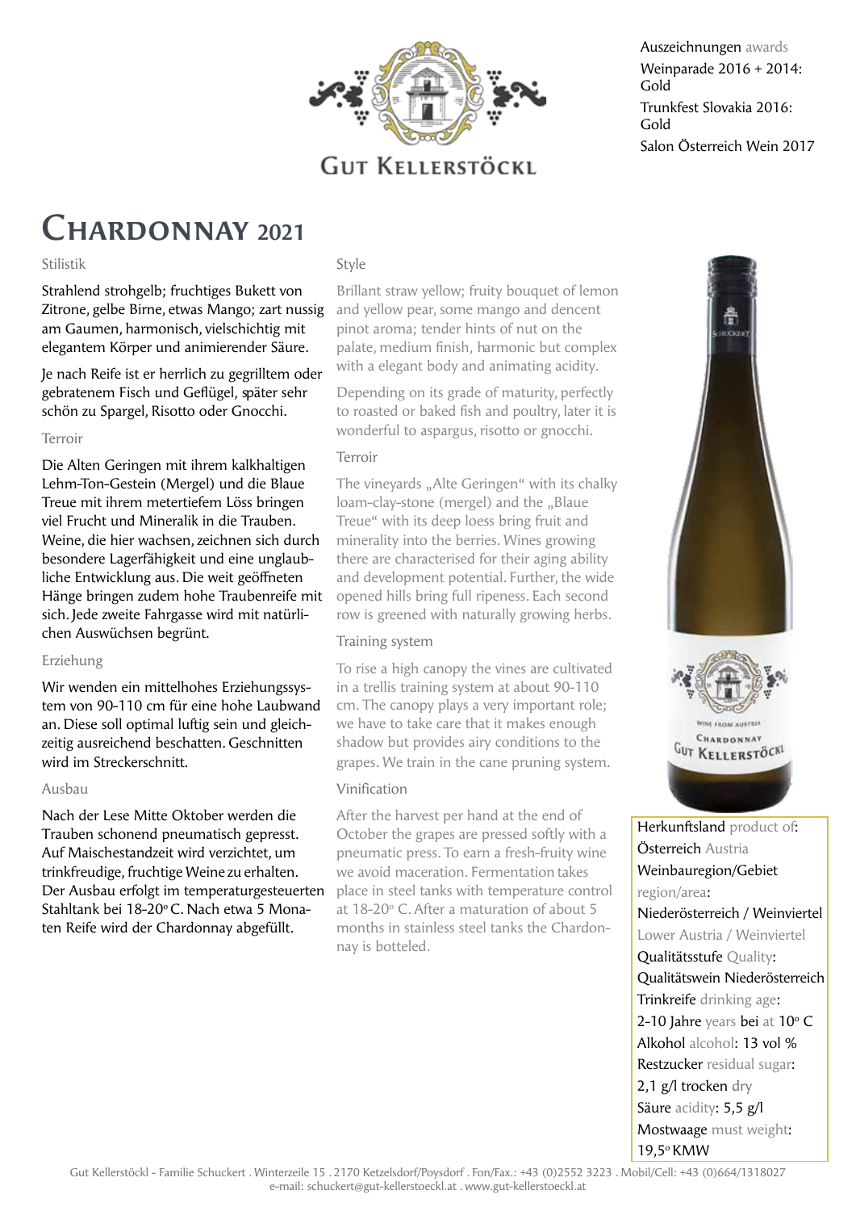GUT KELLERSTÖCKL

Auszeichnungen awards

Weinparade 2016 + 2014: Gold

Trunkfest Slovakia 2016: Gold

Salon Österreich Wein 2017

# CHARDONNAY 2021

### Stilistik

Strahlend strohgelb; fruchtiges Bukett von Zitrone, gelbe Birne, etwas Mango; zart nussig am Gaumen, harmonisch, vielschichtig mit elegantem Körper und animierender Säure.

Je nach Reife ist er herrlich zu gegrilltem oder gebratenem Fisch und Geflügel, später sehr schön zu Spargel, Risotto oder Gnocchi.

### Terroir

Die Alten Geringen mit ihrem kalkhaltigen Lehm-Ton-Gestein (Mergel) und die Blaue Treue mit ihrem metertiefem Löss bringen viel Frucht und Mineralik in die Trauben. Weine, die hier wachsen, zeichnen sich durch besondere Lagerfähigkeit und eine unglaubliche Entwicklung aus. Die weit geöffneten Hänge bringen zudem hohe Traubenreife mit sich. Jede zweite Fahrgasse wird mit natürlichen Auswüchsen begrünt.

### Erziehung

Wir wenden ein mittelhohes Erziehungssystem von 90-110 cm für eine hohe Laubwand an. Diese soll optimal luftig sein und gleichzeitig ausreichend beschatten. Geschnitten wird im Streckerschnitt.

### Ausbau

Nach der Lese Mitte Oktober werden die Trauben schonend pneumatisch gepresst. Auf Maischestandzeit wird verzichtet, um trinkfreudige, fruchtige Weine zu erhalten. Der Ausbau erfolgt im temperaturgesteuerten Stahltank bei 18-20° C. Nach etwa 5 Monaten Reife wird der Chardonnay abgefüllt.

### Style

Brillant straw yellow; fruity bouquet of lemon and yellow pear, some mango and dencent pinot aroma; tender hints of nut on the palate, medium finish, harmonic but complex with a elegant body and animating acidity.

Depending on its grade of maturity, perfectly to roasted or baked fish and poultry, later it is wonderful to aspargus, risotto or gnocchi.

### Terroir

The vineyards „Alte Geringen“ with its chalky loam-clay-stone (mergel) and the „Blaue Treue“ with its deep loess bring fruit and minerality into the berries. Wines growing there are characterised for their aging ability and development potential. Further, the wide opened hills bring full ripeness. Each second row is greened with naturally growing herbs.

### Training system

To rise a high canopy the vines are cultivated in a trellis training system at about 90-110 cm. The canopy plays a very important role; we have to take care that it makes enough shadow but provides airy conditions to the grapes. We train in the cane pruning system.

### Vinification

After the harvest per hand at the end of October the grapes are pressed softly with a pneumatic press. To earn a fresh-fruity wine we avoid maceration. Fermentation takes place in steel tanks with temperature control at 18-20° C. After a maturation of about 5 months in stainless steel tanks the Chardonnay is botteled.

Herkunftsland product of: Österreich Austria

Weinbauregion/Gebiet region/area: Niederösterreich / Weinviertel Lower Austria / Weinviertel

Qualitätsstufe Quality: Qualitätswein Niederösterreich

Trinkreife drinking age: 2-10 Jahre years bei at 10° C

Alkohol alcohol: 13 vol %

Restzucker residual sugar: 2,1 g/l trocken dry

Säure acidity: 5,5 g/l

Mostwaage must weight: 19,5° KMW

Gut Kellerstöckl - Familie Schuckert . Winterzeile 15 . 2170 Ketzelsdorf/Poysdorf . Fon/Fax.: +43 (0)2552 3223 . Mobil/Cell: +43 (0)664/1318027
e-mail: schuckert@gut-kellerstoeckl.at . www.gut-kellerstoeckl.at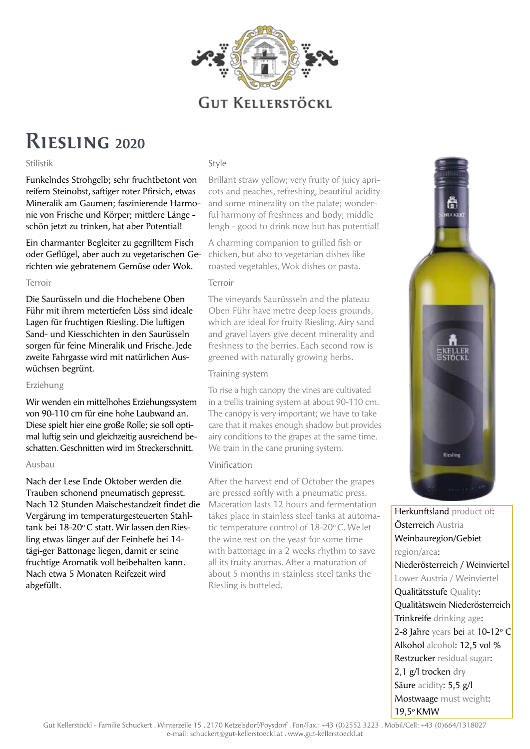# Gut Kellerstöckl

# Riesling 2020

### Stilistik

Funkelndes Strohgelb; sehr fruchtbetont von reifem Steinobst, saftiger roter Pfirsich, etwas Mineralik am Gaumen; faszinierende Harmonie von Frische und Körper; mittlere Länge - schön jetzt zu trinken, hat aber Potential!

Ein charmanter Begleiter zu gegrilltem Fisch oder Geflügel, aber auch zu vegetarischen Gerichten wie gebratenem Gemüse oder Wok.

### Terroir

Die Saurüsseln und die Hochebene Oben Führ mit ihrem metertiefen Löss sind ideale Lagen für fruchtigen Riesling. Die luftigen Sand- und Kiesschichten in den Saurüsseln sorgen für feine Mineralik und Frische. Jede zweite Fahrgasse wird mit natürlichen Auswüchsen begrünt.

### Erziehung

Wir wenden ein mittelhohes Erziehungssystem von 90-110 cm für eine hohe Laubwand an. Diese spielt hier eine große Rolle; sie soll optimal luftig sein und gleichzeitig ausreichend beschatten. Geschnitten wird im Streckerschnitt.

### Ausbau

Nach der Lese Ende Oktober werden die Trauben schonend pneumatisch gepresst. Nach 12 Stunden Maischestandzeit findet die Vergärung im temperaturgesteuerten Stahltank bei 18-20° C statt. Wir lassen den Riesling etwas länger auf der Feinhefe bei 14-tägi-ger Battonage liegen, damit er seine fruchtige Aromatik voll beibehalten kann. Nach etwa 5 Monaten Reifezeit wird abgefüllt.

### Style

Brillant straw yellow; very fruity of juicy apricots and peaches, refreshing, beautiful acidity and some minerality on the palate; wonderful harmony of freshness and body; middle lengh - good to drink now but has potential!

A charming companion to grilled fish or chicken, but also to vegetarian dishes like roasted vegetables, Wok dishes or pasta.

### Terroir

The vineyards Saurüsssseln and the plateau Oben Führ have metre deep loess grounds, which are ideal for fruity Riesling. Airy sand and gravel layers give decent minerality and freshness to the berries. Each second row is greened with naturally growing herbs.

### Training system

To rise a high canopy the vines are cultivated in a trellis training system at about 90-110 cm. The canopy is very important; we have to take care that it makes enough shadow but provides airy conditions to the grapes at the same time. We train in the cane pruning system.

### Vinification

After the harvest end of October the grapes are pressed softly with a pneumatic press. Maceration lasts 12 hours and fermentation takes place in stainless steel tanks at automatic temperature control of 18-20° C. We let the wine rest on the yeast for some time with battonage in a 2 weeks rhythm to save all its fruity aromas. After a maturation of about 5 months in stainless steel tanks the Riesling is botteled.

---

Herkunftsland product of:
Österreich Austria
Weinbauregion/Gebiet region/area:
Niederösterreich / Weinviertel
Lower Austria / Weinviertel
Qualitätsstufe Quality:
Qualitätswein Niederösterreich
Trinkreife drinking age:
2-8 Jahre years bei at 10-12° C
Alkohol alcohol: 12,5 vol %
Restzucker residual sugar:
2,1 g/l trocken dry
Säure acidity: 5,5 g/l
Mostwaage must weight:
19,5° KMW

Gut Kellerstöckl - Familie Schuckert . Winterzeile 15 . 2170 Ketzelsdorf/Poysdorf . Fon/Fax.: +43 (0)2552 3223 . Mobil/Cell: +43 (0)664/1318027
e-mail: schuckert@gut-kellerstoeckl.at . www.gut-kellerstoeckl.at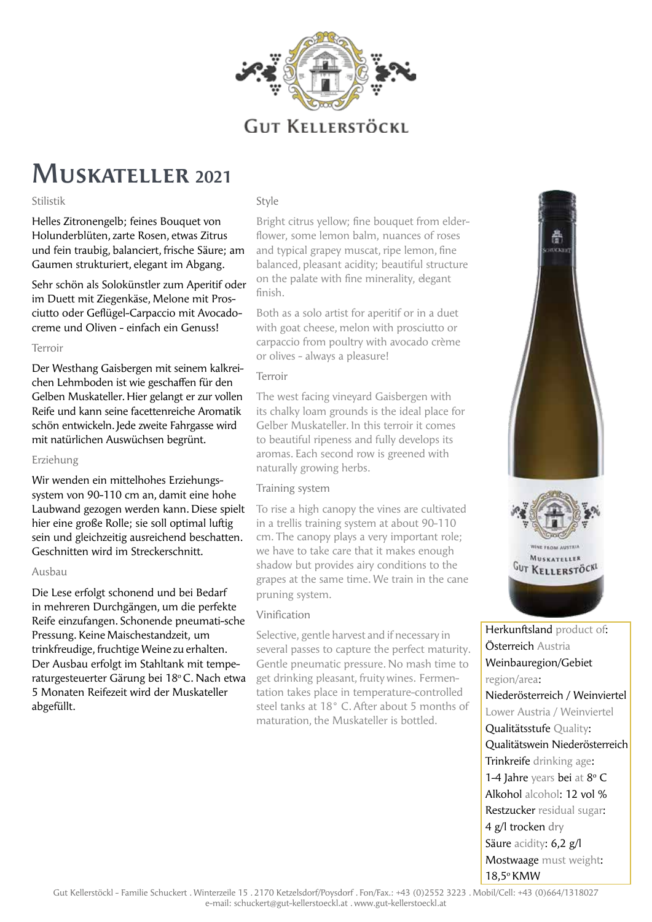Gut Kellerstöckl

# Muskateller 2021

Stilistik

Helles Zitronengelb; feines Bouquet von Holunderblüten, zarte Rosen, etwas Zitrus und fein traubig, balanciert, frische Säure; am Gaumen strukturiert, elegant im Abgang.

Sehr schön als Solokünstler zum Aperitif oder im Duett mit Ziegenkäse, Melone mit Prosciutto oder Geflügel-Carpaccio mit Avocadocreme und Oliven - einfach ein Genuss!

Terroir

Der Westhang Gaisbergen mit seinem kalkreichen Lehmboden ist wie geschaffen für den Gelben Muskateller. Hier gelangt er zur vollen Reife und kann seine facettenreiche Aromatik schön entwickeln. Jede zweite Fahrgasse wird mit natürlichen Auswüchsen begrünt.

Erziehung

Wir wenden ein mittelhohes Erziehungssystem von 90-110 cm an, damit eine hohe Laubwand gezogen werden kann. Diese spielt hier eine große Rolle; sie soll optimal luftig sein und gleichzeitig ausreichend beschatten. Geschnitten wird im Streckerschnitt.

Ausbau

Die Lese erfolgt schonend und bei Bedarf in mehreren Durchgängen, um die perfekte Reife einzufangen. Schonende pneumati-sche Pressung. Keine Maischestandzeit, um trinkfreudige, fruchtige Weine zu erhalten. Der Ausbau erfolgt im Stahltank mit temperaturgesteuerter Gärung bei 18° C. Nach etwa 5 Monaten Reifezeit wird der Muskateller abgefüllt.

Style

Bright citrus yellow; fine bouquet from elderflower, some lemon balm, nuances of roses and typical grapey muscat, ripe lemon, fine balanced, pleasant acidity; beautiful structure on the palate with fine minerality, elegant finish.

Both as a solo artist for aperitif or in a duet with goat cheese, melon with prosciutto or carpaccio from poultry with avocado crème or olives - always a pleasure!

Terroir

The west facing vineyard Gaisbergen with its chalky loam grounds is the ideal place for Gelber Muskateller. In this terroir it comes to beautiful ripeness and fully develops its aromas. Each second row is greened with naturally growing herbs.

Training system

To rise a high canopy the vines are cultivated in a trellis training system at about 90-110 cm. The canopy plays a very important role; we have to take care that it makes enough shadow but provides airy conditions to the grapes at the same time. We train in the cane pruning system.

Vinification

Selective, gentle harvest and if necessary in several passes to capture the perfect maturity. Gentle pneumatic pressure. No mash time to get drinking pleasant, fruity wines. Fermentation takes place in temperature-controlled steel tanks at 18° C. After about 5 months of maturation, the Muskateller is bottled.

Herkunftsland product of:
Österreich Austria

Weinbauregion/Gebiet region/area:
Niederösterreich / Weinviertel
Lower Austria / Weinviertel

Qualitätsstufe Quality:
Qualitätswein Niederösterreich

Trinkreife drinking age:
1-4 Jahre years bei at 8° C

Alkohol alcohol: 12 vol %

Restzucker residual sugar:
4 g/l trocken dry

Säure acidity: 6,2 g/l

Mostwaage must weight:
18,5° KMW

Gut Kellerstöckl - Familie Schuckert . Winterzeile 15 . 2170 Ketzelsdorf/Poysdorf . Fon/Fax.: +43 (0)2552 3223 . Mobil/Cell: +43 (0)664/1318027
e-mail: schuckert@gut-kellerstoeckl.at . www.gut-kellerstoeckl.at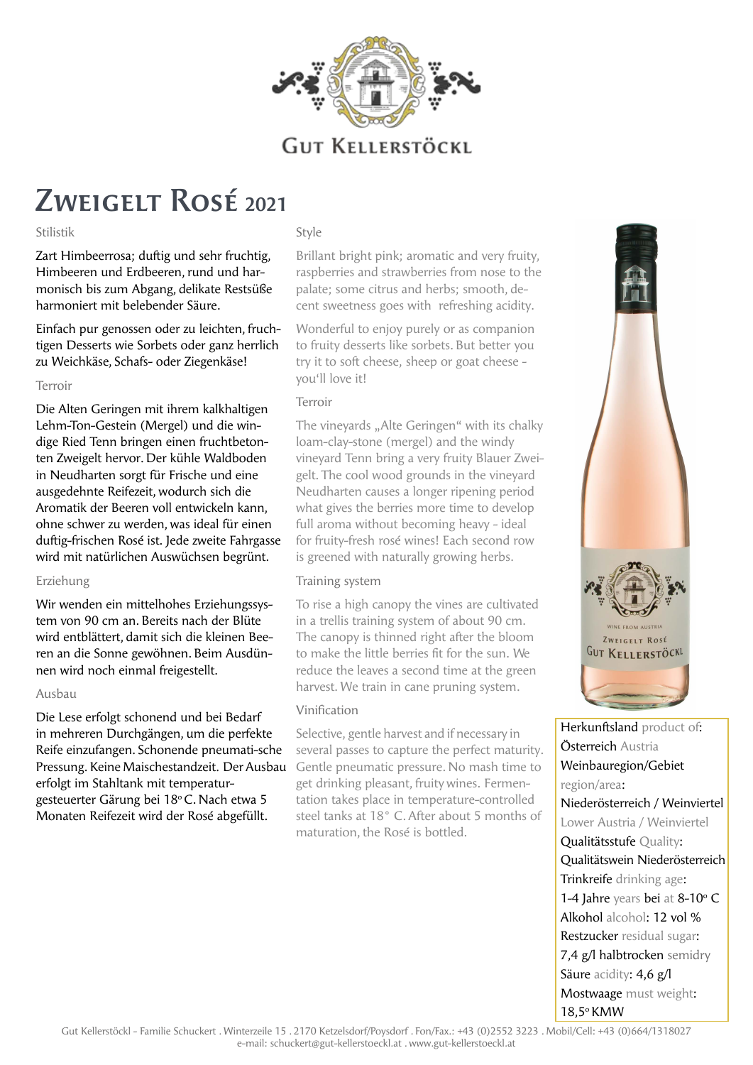Gut Kellerstöckl

# Zweigelt Rosé 2021

## Stilistik

Zart Himbeerrosa; duftig und sehr fruchtig, Himbeeren und Erdbeeren, rund und harmonisch bis zum Abgang, delikate Restsüße harmoniert mit belebender Säure.

Einfach pur genossen oder zu leichten, fruchtigen Desserts wie Sorbets oder ganz herrlich zu Weichkäse, Schafs- oder Ziegenkäse!

## Terroir

Die Alten Geringen mit ihrem kalkhaltigen Lehm-Ton-Gestein (Mergel) und die windige Ried Tenn bringen einen fruchtbetonten Zweigelt hervor. Der kühle Waldboden in Neudharten sorgt für Frische und eine ausgedehnte Reifezeit, wodurch sich die Aromatik der Beeren voll entwickeln kann, ohne schwer zu werden, was ideal für einen duftig-frischen Rosé ist. Jede zweite Fahrgasse wird mit natürlichen Auswüchsen begrünt.

## Erziehung

Wir wenden ein mittelhohes Erziehungssystem von 90 cm an. Bereits nach der Blüte wird entblättert, damit sich die kleinen Beeren an die Sonne gewöhnen. Beim Ausdünnen wird noch einmal freigestellt.

## Ausbau

Die Lese erfolgt schonend und bei Bedarf in mehreren Durchgängen, um die perfekte Reife einzufangen. Schonende pneumati-sche Pressung. Keine Maischestandzeit. Der Ausbau erfolgt im Stahltank mit temperaturgesteuerter Gärung bei 18° C. Nach etwa 5 Monaten Reifezeit wird der Rosé abgefüllt.

## Style

Brillant bright pink; aromatic and very fruity, raspberries and strawberries from nose to the palate; some citrus and herbs; smooth, decent sweetness goes with refreshing acidity.

Wonderful to enjoy purely or as companion to fruity desserts like sorbets. But better you try it to soft cheese, sheep or goat cheese - you'll love it!

## Terroir

The vineyards „Alte Geringen" with its chalky loam-clay-stone (mergel) and the windy vineyard Tenn bring a very fruity Blauer Zweigelt. The cool wood grounds in the vineyard Neudharten causes a longer ripening period what gives the berries more time to develop full aroma without becoming heavy - ideal for fruity-fresh rosé wines! Each second row is greened with naturally growing herbs.

## Training system

To rise a high canopy the vines are cultivated in a trellis training system of about 90 cm. The canopy is thinned right after the bloom to make the little berries fit for the sun. We reduce the leaves a second time at the green harvest. We train in cane pruning system.

## Vinification

Selective, gentle harvest and if necessary in several passes to capture the perfect maturity. Gentle pneumatic pressure. No mash time to get drinking pleasant, fruity wines. Fermentation takes place in temperature-controlled steel tanks at 18° C. After about 5 months of maturation, the Rosé is bottled.

---

Herkunftsland product of:
Österreich Austria

Weinbauregion/Gebiet region/area:
Niederösterreich / Weinviertel
Lower Austria / Weinviertel

Qualitätsstufe Quality:
Qualitätswein Niederösterreich

Trinkreife drinking age:
1-4 Jahre years bei at 8-10° C

Alkohol alcohol: 12 vol %

Restzucker residual sugar:
7,4 g/l halbtrocken semidry

Säure acidity: 4,6 g/l

Mostwaage must weight:
18,5° KMW

Gut Kellerstöckl - Familie Schuckert . Winterzeile 15 . 2170 Ketzelsdorf/Poysdorf . Fon/Fax.: +43 (0)2552 3223 . Mobil/Cell: +43 (0)664/1318027
e-mail: schuckert@gut-kellerstoeckl.at . www.gut-kellerstoeckl.at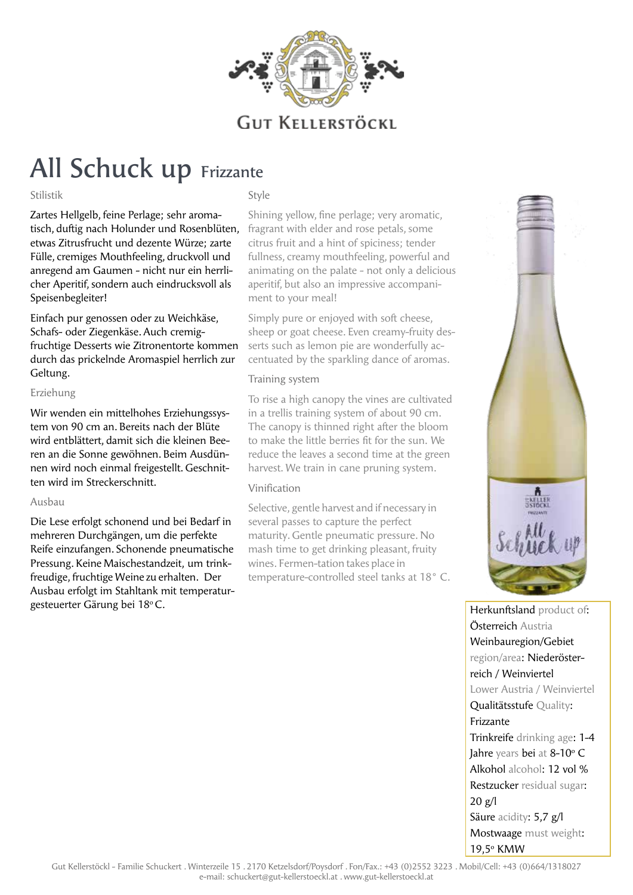GUT KELLERSTÖCKL

# All Schuck up Frizzante

Stilistik

Zartes Hellgelb, feine Perlage; sehr aromatisch, duftig nach Holunder und Rosenblüten, etwas Zitrusfrucht und dezente Würze; zarte Fülle, cremiges Mouthfeeling, druckvoll und anregend am Gaumen - nicht nur ein herrlicher Aperitif, sondern auch eindrucksvoll als Speisenbegleiter!

Einfach pur genossen oder zu Weichkäse, Schafs- oder Ziegenkäse. Auch cremig-fruchtige Desserts wie Zitronentorte kommen durch das prickelnde Aromaspiel herrlich zur Geltung.

Erziehung

Wir wenden ein mittelhohes Erziehungssystem von 90 cm an. Bereits nach der Blüte wird entblättert, damit sich die kleinen Beeren an die Sonne gewöhnen. Beim Ausdünnen wird noch einmal freigestellt. Geschnitten wird im Streckerschnitt.

Ausbau

Die Lese erfolgt schonend und bei Bedarf in mehreren Durchgängen, um die perfekte Reife einzufangen. Schonende pneumatische Pressung. Keine Maischestandzeit, um trinkfreudige, fruchtige Weine zu erhalten. Der Ausbau erfolgt im Stahltank mit temperaturgesteuerter Gärung bei 18° C.

Style

Shining yellow, fine perlage; very aromatic, fragrant with elder and rose petals, some citrus fruit and a hint of spiciness; tender fullness, creamy mouthfeeling, powerful and animating on the palate - not only a delicious aperitif, but also an impressive accompaniment to your meal!

Simply pure or enjoyed with soft cheese, sheep or goat cheese. Even creamy-fruity desserts such as lemon pie are wonderfully accentuated by the sparkling dance of aromas.

Training system

To rise a high canopy the vines are cultivated in a trellis training system of about 90 cm. The canopy is thinned right after the bloom to make the little berries fit for the sun. We reduce the leaves a second time at the green harvest. We train in cane pruning system.

Vinification

Selective, gentle harvest and if necessary in several passes to capture the perfect maturity. Gentle pneumatic pressure. No mash time to get drinking pleasant, fruity wines. Fermen-tation takes place in temperature-controlled steel tanks at 18° C.

Herkunftsland product of: Österreich Austria
Weinbauregion/Gebiet region/area: Niederösterreich / Weinviertel Lower Austria / Weinviertel
Qualitätsstufe Quality: Frizzante
Trinkreife drinking age: 1-4 Jahre years bei at 8-10° C
Alkohol alcohol: 12 vol %
Restzucker residual sugar: 20 g/l
Säure acidity: 5,7 g/l
Mostwaage must weight: 19,5° KMW

Gut Kellerstöckl - Familie Schuckert . Winterzeile 15 . 2170 Ketzelsdorf/Poysdorf . Fon/Fax.: +43 (0)2552 3223 . Mobil/Cell: +43 (0)664/1318027
e-mail: schuckert@gut-kellerstoeckl.at . www.gut-kellerstoeckl.at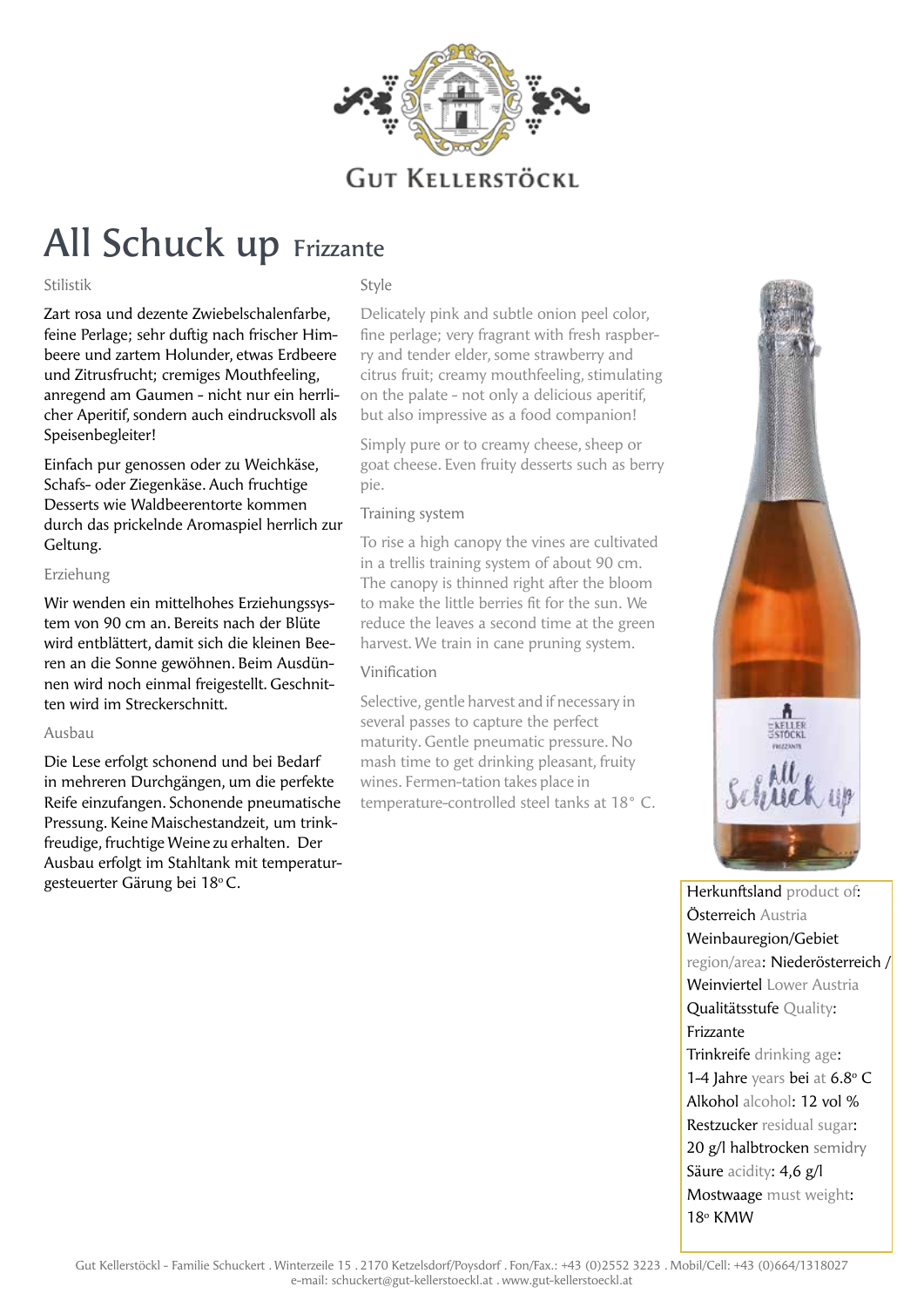GUT KELLERSTÖCKL

# All Schuck up Frizzante

Stilistik

Zart rosa und dezente Zwiebelschalenfarbe, feine Perlage; sehr duftig nach frischer Himbeere und zartem Holunder, etwas Erdbeere und Zitrusfrucht; cremiges Mouthfeeling, anregend am Gaumen - nicht nur ein herrlicher Aperitif, sondern auch eindrucksvoll als Speisenbegleiter!

Einfach pur genossen oder zu Weichkäse, Schafs- oder Ziegenkäse. Auch fruchtige Desserts wie Waldbeerentorte kommen durch das prickelnde Aromaspiel herrlich zur Geltung.

Erziehung

Wir wenden ein mittelhohes Erziehungssystem von 90 cm an. Bereits nach der Blüte wird entblättert, damit sich die kleinen Beeren an die Sonne gewöhnen. Beim Ausdünnen wird noch einmal freigestellt. Geschnitten wird im Streckerschnitt.

Ausbau

Die Lese erfolgt schonend und bei Bedarf in mehreren Durchgängen, um die perfekte Reife einzufangen. Schonende pneumatische Pressung. Keine Maischestandzeit, um trinkfreudige, fruchtige Weine zu erhalten. Der Ausbau erfolgt im Stahltank mit temperaturgesteuerter Gärung bei 18° C.

Style

Delicately pink and subtle onion peel color, fine perlage; very fragrant with fresh raspberry and tender elder, some strawberry and citrus fruit; creamy mouthfeeling, stimulating on the palate - not only a delicious aperitif, but also impressive as a food companion!

Simply pure or to creamy cheese, sheep or goat cheese. Even fruity desserts such as berry pie.

Training system

To rise a high canopy the vines are cultivated in a trellis training system of about 90 cm. The canopy is thinned right after the bloom to make the little berries fit for the sun. We reduce the leaves a second time at the green harvest. We train in cane pruning system.

Vinification

Selective, gentle harvest and if necessary in several passes to capture the perfect maturity. Gentle pneumatic pressure. No mash time to get drinking pleasant, fruity wines. Fermen-tation takes place in temperature-controlled steel tanks at 18° C.

Herkunftsland product of: Österreich Austria
Weinbauregion/Gebiet region/area: Niederösterreich / Weinviertel Lower Austria
Qualitätsstufe Quality: Frizzante
Trinkreife drinking age: 1-4 Jahre years bei at 6.8° C
Alkohol alcohol: 12 vol %
Restzucker residual sugar: 20 g/l halbtrocken semidry
Säure acidity: 4,6 g/l
Mostwaage must weight: 18° KMW

Gut Kellerstöckl - Familie Schuckert . Winterzeile 15 . 2170 Ketzelsdorf/Poysdorf . Fon/Fax.: +43 (0)2552 3223 . Mobil/Cell: +43 (0)664/1318027
e-mail: schuckert@gut-kellerstoeckl.at . www.gut-kellerstoeckl.at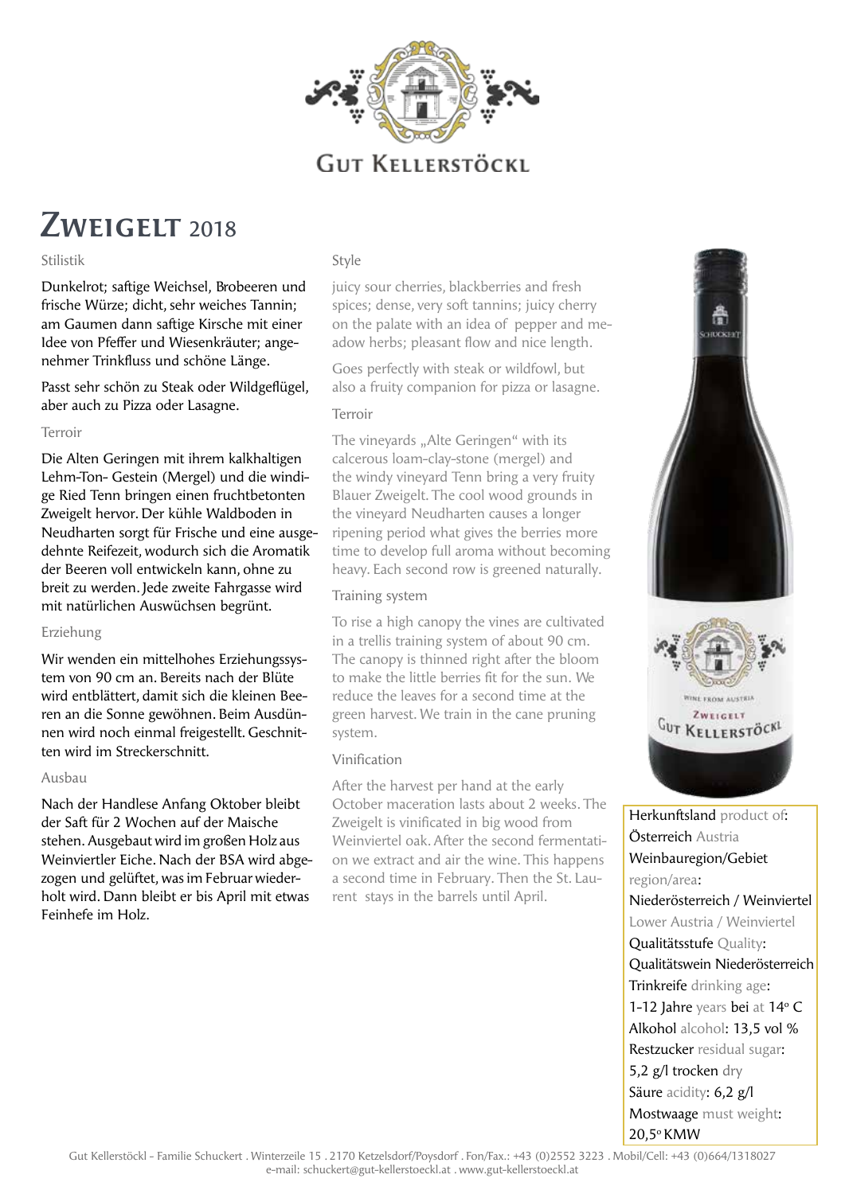GUT KELLERSTÖCKL

# ZWEIGELT 2018

### Stilistik

Dunkelrot; saftige Weichsel, Brobeeren und frische Würze; dicht, sehr weiches Tannin; am Gaumen dann saftige Kirsche mit einer Idee von Pfeffer und Wiesenkräuter; angenehmer Trinkfluss und schöne Länge.

Passt sehr schön zu Steak oder Wildgeflügel, aber auch zu Pizza oder Lasagne.

### Terroir

Die Alten Geringen mit ihrem kalkhaltigen Lehm-Ton- Gestein (Mergel) und die windige Ried Tenn bringen einen fruchtbetonten Zweigelt hervor. Der kühle Waldboden in Neudharten sorgt für Frische und eine ausgedehnte Reifezeit, wodurch sich die Aromatik der Beeren voll entwickeln kann, ohne zu breit zu werden. Jede zweite Fahrgasse wird mit natürlichen Auswüchsen begrünt.

### Erziehung

Wir wenden ein mittelhohes Erziehungssystem von 90 cm an. Bereits nach der Blüte wird entblättert, damit sich die kleinen Beeren an die Sonne gewöhnen. Beim Ausdünnen wird noch einmal freigestellt. Geschnitten wird im Streckerschnitt.

### Ausbau

Nach der Handlese Anfang Oktober bleibt der Saft für 2 Wochen auf der Maische stehen. Ausgebaut wird im großen Holz aus Weinviertler Eiche. Nach der BSA wird abgezogen und gelüftet, was im Februar wiederholt wird. Dann bleibt er bis April mit etwas Feinhefe im Holz.

### Style

juicy sour cherries, blackberries and fresh spices; dense, very soft tannins; juicy cherry on the palate with an idea of pepper and meadow herbs; pleasant flow and nice length.

Goes perfectly with steak or wildfowl, but also a fruity companion for pizza or lasagne.

### Terroir

The vineyards „Alte Geringen" with its calcerous loam-clay-stone (mergel) and the windy vineyard Tenn bring a very fruity Blauer Zweigelt. The cool wood grounds in the vineyard Neudharten causes a longer ripening period what gives the berries more time to develop full aroma without becoming heavy. Each second row is greened naturally.

### Training system

To rise a high canopy the vines are cultivated in a trellis training system of about 90 cm. The canopy is thinned right after the bloom to make the little berries fit for the sun. We reduce the leaves for a second time at the green harvest. We train in the cane pruning system.

### Vinification

After the harvest per hand at the early October maceration lasts about 2 weeks. The Zweigelt is vinificated in big wood from Weinviertel oak. After the second fermentation we extract and air the wine. This happens a second time in February. Then the St. Laurent stays in the barrels until April.

Herkunftsland product of:
Österreich Austria
Weinbauregion/Gebiet region/area:
Niederösterreich / Weinviertel
Lower Austria / Weinviertel
Qualitätsstufe Quality:
Qualitätswein Niederösterreich
Trinkreife drinking age:
1-12 Jahre years bei at 14° C
Alkohol alcohol: 13,5 vol %
Restzucker residual sugar:
5,2 g/l trocken dry
Säure acidity: 6,2 g/l
Mostwaage must weight:
20,5° KMW

Gut Kellerstöckl - Familie Schuckert . Winterzeile 15 . 2170 Ketzelsdorf/Poysdorf . Fon/Fax.: +43 (0)2552 3223 . Mobil/Cell: +43 (0)664/1318027
e-mail: schuckert@gut-kellerstoeckl.at . www.gut-kellerstoeckl.at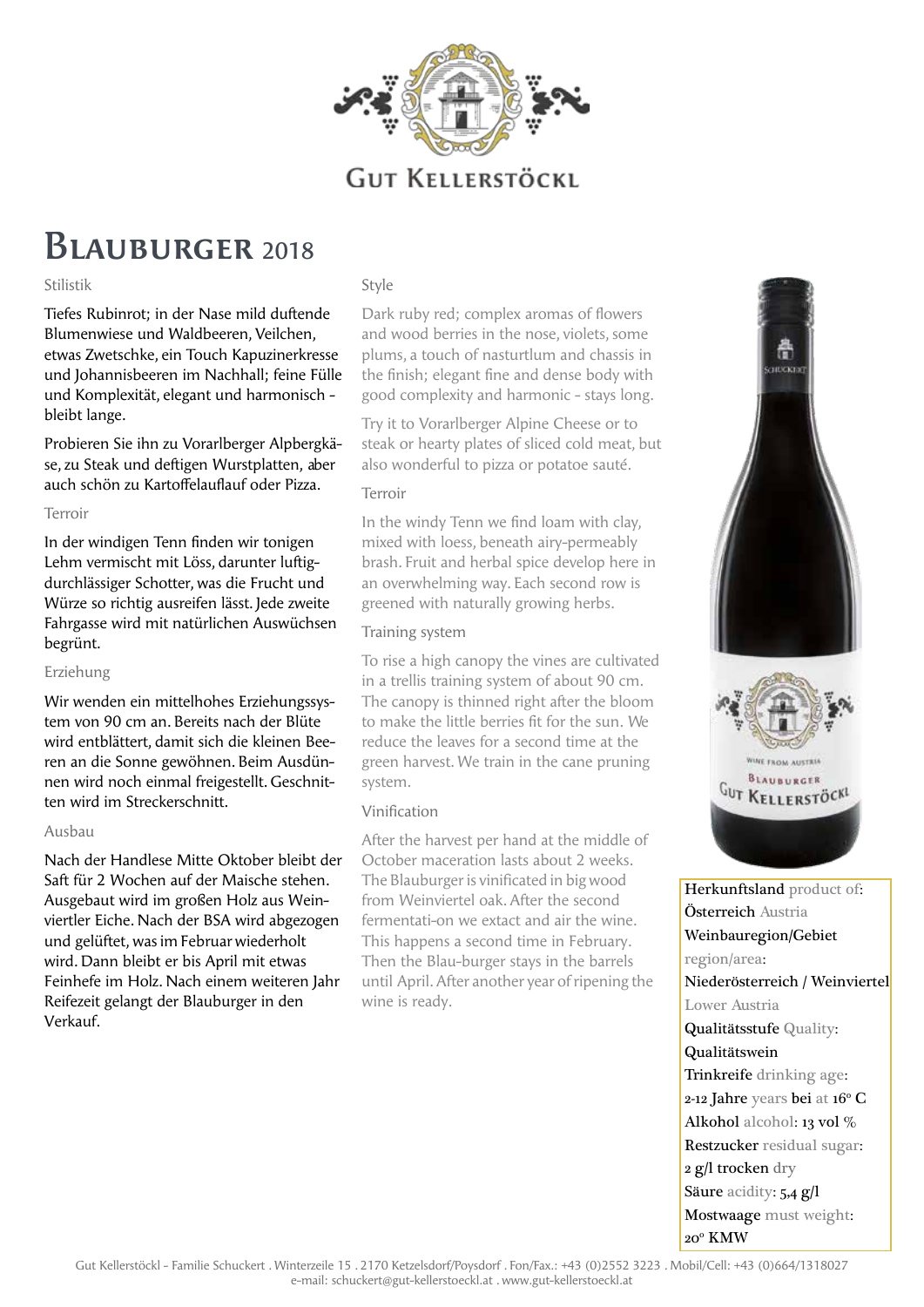# Gut Kellerstöckl

## Blauburger 2018

Stilistik

Tiefes Rubinrot; in der Nase mild duftende Blumenwiese und Waldbeeren, Veilchen, etwas Zwetschke, ein Touch Kapuzinerkresse und Johannisbeeren im Nachhall; feine Fülle und Komplexität, elegant und harmonisch - bleibt lange.

Probieren Sie ihn zu Vorarlberger Alpbergkäse, zu Steak und deftigen Wurstplatten, aber auch schön zu Kartoffelauflauf oder Pizza.

Terroir

In der windigen Tenn finden wir tonigen Lehm vermischt mit Löss, darunter luftig-durchlässiger Schotter, was die Frucht und Würze so richtig ausreifen lässt. Jede zweite Fahrgasse wird mit natürlichen Auswüchsen begrünt.

Erziehung

Wir wenden ein mittelhohes Erziehungssystem von 90 cm an. Bereits nach der Blüte wird entblättert, damit sich die kleinen Beeren an die Sonne gewöhnen. Beim Ausdünnen wird noch einmal freigestellt. Geschnitten wird im Streckerschnitt.

Ausbau

Nach der Handlese Mitte Oktober bleibt der Saft für 2 Wochen auf der Maische stehen. Ausgebaut wird im großen Holz aus Weinviertler Eiche. Nach der BSA wird abgezogen und gelüftet, was im Februar wiederholt wird. Dann bleibt er bis April mit etwas Feinhefe im Holz. Nach einem weiteren Jahr Reifezeit gelangt der Blauburger in den Verkauf.

Style

Dark ruby red; complex aromas of flowers and wood berries in the nose, violets, some plums, a touch of nasturtlum and chassis in the finish; elegant fine and dense body with good complexity and harmonic - stays long.

Try it to Vorarlberger Alpine Cheese or to steak or hearty plates of sliced cold meat, but also wonderful to pizza or potatoe sauté.

Terroir

In the windy Tenn we find loam with clay, mixed with loess, beneath airy-permeably brash. Fruit and herbal spice develop here in an overwhelming way. Each second row is greened with naturally growing herbs.

Training system

To rise a high canopy the vines are cultivated in a trellis training system of about 90 cm. The canopy is thinned right after the bloom to make the little berries fit for the sun. We reduce the leaves for a second time at the green harvest. We train in the cane pruning system.

Vinification

After the harvest per hand at the middle of October maceration lasts about 2 weeks. The Blauburger is vinificated in big wood from Weinviertel oak. After the second fermentati-on we extact and air the wine. This happens a second time in February. Then the Blau-burger stays in the barrels until April. After another year of ripening the wine is ready.

Herkunftsland product of:
Österreich Austria

Weinbauregion/Gebiet region/area:
Niederösterreich / Weinviertel Lower Austria

Qualitätsstufe Quality:
Qualitätswein

Trinkreife drinking age:
2-12 Jahre years bei at 16° C

Alkohol alcohol: 13 vol %

Restzucker residual sugar:
2 g/l trocken dry

Säure acidity: 5,4 g/l

Mostwaage must weight:
20° KMW

Gut Kellerstöckl - Familie Schuckert . Winterzeile 15 . 2170 Ketzelsdorf/Poysdorf . Fon/Fax.: +43 (0)2552 3223 . Mobil/Cell: +43 (0)664/1318027
e-mail: schuckert@gut-kellerstoeckl.at . www.gut-kellerstoeckl.at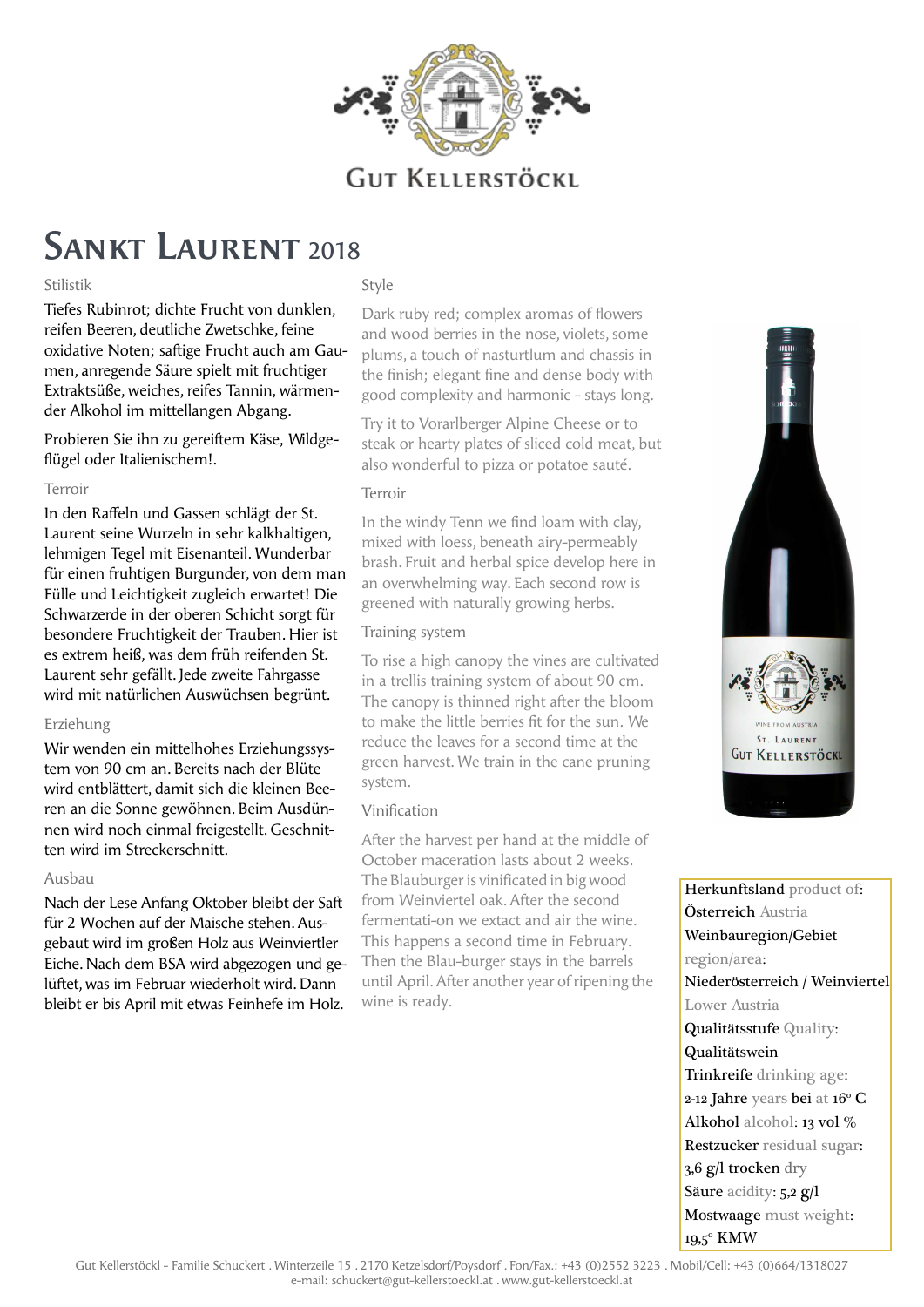# Gut Kellerstöckl

## Sankt Laurent 2018

### Stilistik

Tiefes Rubinrot; dichte Frucht von dunklen, reifen Beeren, deutliche Zwetschke, feine oxidative Noten; saftige Frucht auch am Gaumen, anregende Säure spielt mit fruchtiger Extraktsüße, weiches, reifes Tannin, wärmender Alkohol im mittellangen Abgang.

Probieren Sie ihn zu gereiftem Käse, Wildgeflügel oder Italienischem!.

### Terroir

In den Raffeln und Gassen schlägt der St. Laurent seine Wurzeln in sehr kalkhaltigen, lehmigen Tegel mit Eisenanteil. Wunderbar für einen fruhtigen Burgunder, von dem man Fülle und Leichtigkeit zugleich erwartet! Die Schwarzerde in der oberen Schicht sorgt für besondere Fruchtigkeit der Trauben. Hier ist es extrem heiß, was dem früh reifenden St. Laurent sehr gefällt. Jede zweite Fahrgasse wird mit natürlichen Auswüchsen begrünt.

### Erziehung

Wir wenden ein mittelhohes Erziehungssystem von 90 cm an. Bereits nach der Blüte wird entblättert, damit sich die kleinen Beeren an die Sonne gewöhnen. Beim Ausdünnen wird noch einmal freigestellt. Geschnitten wird im Streckerschnitt.

### Ausbau

Nach der Lese Anfang Oktober bleibt der Saft für 2 Wochen auf der Maische stehen. Ausgebaut wird im großen Holz aus Weinviertler Eiche. Nach dem BSA wird abgezogen und gelüftet, was im Februar wiederholt wird. Dann bleibt er bis April mit etwas Feinhefe im Holz.

### Style

Dark ruby red; complex aromas of flowers and wood berries in the nose, violets, some plums, a touch of nasturtlum and chassis in the finish; elegant fine and dense body with good complexity and harmonic - stays long.

Try it to Vorarlberger Alpine Cheese or to steak or hearty plates of sliced cold meat, but also wonderful to pizza or potatoe sauté.

### Terroir

In the windy Tenn we find loam with clay, mixed with loess, beneath airy-permeably brash. Fruit and herbal spice develop here in an overwhelming way. Each second row is greened with naturally growing herbs.

### Training system

To rise a high canopy the vines are cultivated in a trellis training system of about 90 cm. The canopy is thinned right after the bloom to make the little berries fit for the sun. We reduce the leaves for a second time at the green harvest. We train in the cane pruning system.

### Vinification

After the harvest per hand at the middle of October maceration lasts about 2 weeks. The Blauburger is vinificated in big wood from Weinviertel oak. After the second fermentati-on we extact and air the wine. This happens a second time in February. Then the Blau-burger stays in the barrels until April. After another year of ripening the wine is ready.

Herkunftsland product of:
Österreich Austria
Weinbauregion/Gebiet region/area:
Niederösterreich / Weinviertel Lower Austria
Qualitätsstufe Quality:
Qualitätswein
Trinkreife drinking age:
2-12 Jahre years bei at 16° C
Alkohol alcohol: 13 vol %
Restzucker residual sugar:
3,6 g/l trocken dry
Säure acidity: 5,2 g/l
Mostwaage must weight:
19,5° KMW

Gut Kellerstöckl - Familie Schuckert . Winterzeile 15 . 2170 Ketzelsdorf/Poysdorf . Fon/Fax.: +43 (0)2552 3223 . Mobil/Cell: +43 (0)664/1318027
e-mail: schuckert@gut-kellerstoeckl.at . www.gut-kellerstoeckl.at